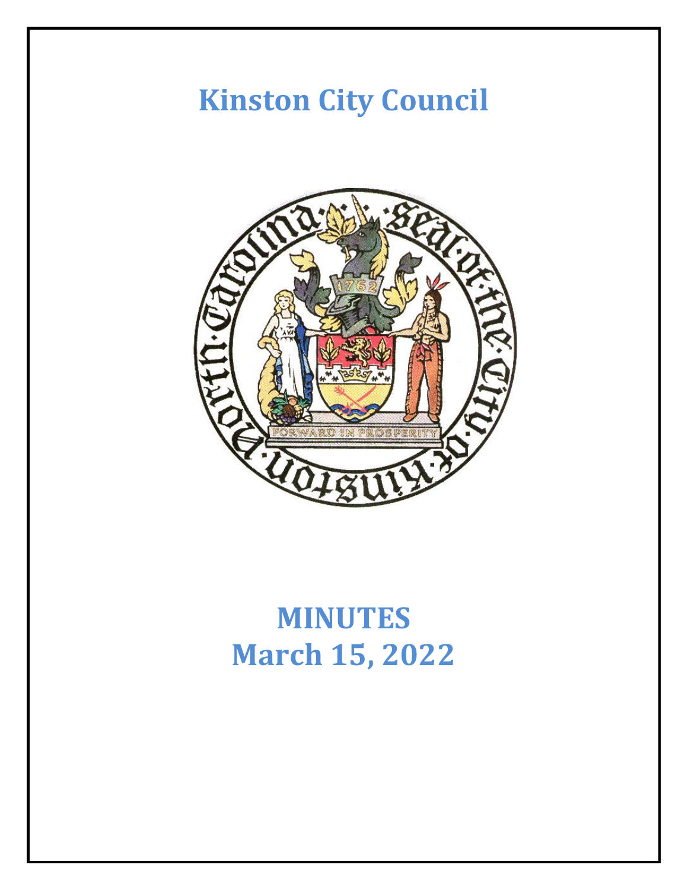# Kinston City Council

# MINUTES
# March 15, 2022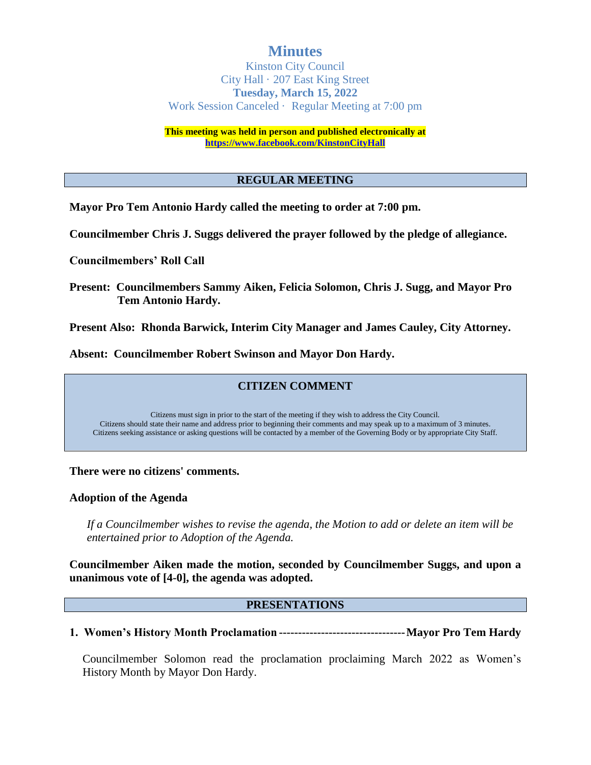# Minutes

Kinston City Council
City Hall · 207 East King Street
**Tuesday, March 15, 2022**
Work Session Canceled · Regular Meeting at 7:00 pm

**This meeting was held in person and published electronically at [https://www.facebook.com/KinstonCityHall](https://www.facebook.com/KinstonCityHall)**

## REGULAR MEETING

**Mayor Pro Tem Antonio Hardy called the meeting to order at 7:00 pm.**

**Councilmember Chris J. Suggs delivered the prayer followed by the pledge of allegiance.**

**Councilmembers' Roll Call**

**Present: Councilmembers Sammy Aiken, Felicia Solomon, Chris J. Sugg, and Mayor Pro Tem Antonio Hardy.**

**Present Also: Rhonda Barwick, Interim City Manager and James Cauley, City Attorney.**

**Absent: Councilmember Robert Swinson and Mayor Don Hardy.**

## CITIZEN COMMENT

Citizens must sign in prior to the start of the meeting if they wish to address the City Council.
Citizens should state their name and address prior to beginning their comments and may speak up to a maximum of 3 minutes.
Citizens seeking assistance or asking questions will be contacted by a member of the Governing Body or by appropriate City Staff.

**There were no citizens' comments.**

**Adoption of the Agenda**

*If a Councilmember wishes to revise the agenda, the Motion to add or delete an item will be entertained prior to Adoption of the Agenda.*

**Councilmember Aiken made the motion, seconded by Councilmember Suggs, and upon a unanimous vote of [4-0], the agenda was adopted.**

## PRESENTATIONS

**1. Women's History Month Proclamation --------------------------------- Mayor Pro Tem Hardy**

Councilmember Solomon read the proclamation proclaiming March 2022 as Women's History Month by Mayor Don Hardy.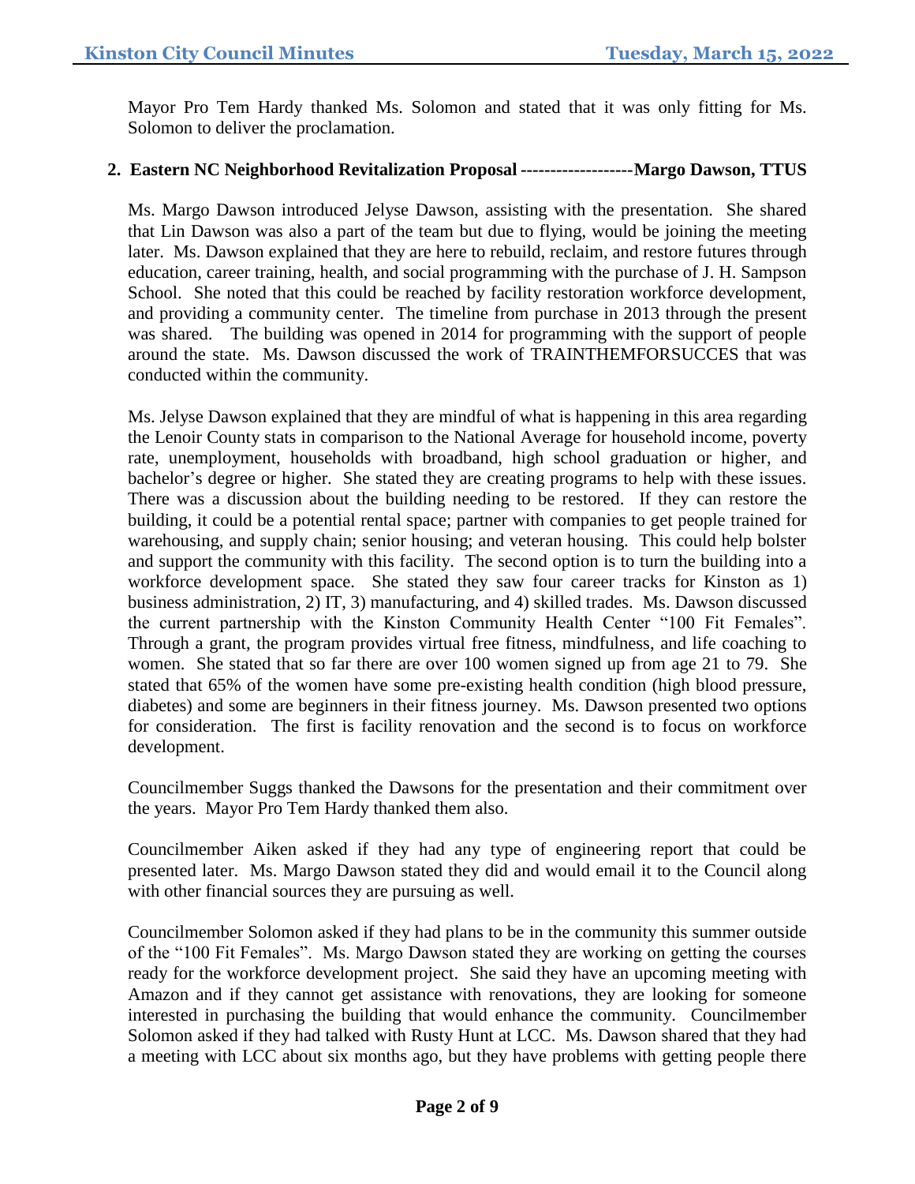Mayor Pro Tem Hardy thanked Ms. Solomon and stated that it was only fitting for Ms. Solomon to deliver the proclamation.

**2. Eastern NC Neighborhood Revitalization Proposal -------------------Margo Dawson, TTUS**

Ms. Margo Dawson introduced Jelyse Dawson, assisting with the presentation. She shared that Lin Dawson was also a part of the team but due to flying, would be joining the meeting later. Ms. Dawson explained that they are here to rebuild, reclaim, and restore futures through education, career training, health, and social programming with the purchase of J. H. Sampson School. She noted that this could be reached by facility restoration workforce development, and providing a community center. The timeline from purchase in 2013 through the present was shared. The building was opened in 2014 for programming with the support of people around the state. Ms. Dawson discussed the work of TRAINTHEMFORSUCCES that was conducted within the community.

Ms. Jelyse Dawson explained that they are mindful of what is happening in this area regarding the Lenoir County stats in comparison to the National Average for household income, poverty rate, unemployment, households with broadband, high school graduation or higher, and bachelor's degree or higher. She stated they are creating programs to help with these issues. There was a discussion about the building needing to be restored. If they can restore the building, it could be a potential rental space; partner with companies to get people trained for warehousing, and supply chain; senior housing; and veteran housing. This could help bolster and support the community with this facility. The second option is to turn the building into a workforce development space. She stated they saw four career tracks for Kinston as 1) business administration, 2) IT, 3) manufacturing, and 4) skilled trades. Ms. Dawson discussed the current partnership with the Kinston Community Health Center "100 Fit Females". Through a grant, the program provides virtual free fitness, mindfulness, and life coaching to women. She stated that so far there are over 100 women signed up from age 21 to 79. She stated that 65% of the women have some pre-existing health condition (high blood pressure, diabetes) and some are beginners in their fitness journey. Ms. Dawson presented two options for consideration. The first is facility renovation and the second is to focus on workforce development.

Councilmember Suggs thanked the Dawsons for the presentation and their commitment over the years. Mayor Pro Tem Hardy thanked them also.

Councilmember Aiken asked if they had any type of engineering report that could be presented later. Ms. Margo Dawson stated they did and would email it to the Council along with other financial sources they are pursuing as well.

Councilmember Solomon asked if they had plans to be in the community this summer outside of the "100 Fit Females". Ms. Margo Dawson stated they are working on getting the courses ready for the workforce development project. She said they have an upcoming meeting with Amazon and if they cannot get assistance with renovations, they are looking for someone interested in purchasing the building that would enhance the community. Councilmember Solomon asked if they had talked with Rusty Hunt at LCC. Ms. Dawson shared that they had a meeting with LCC about six months ago, but they have problems with getting people there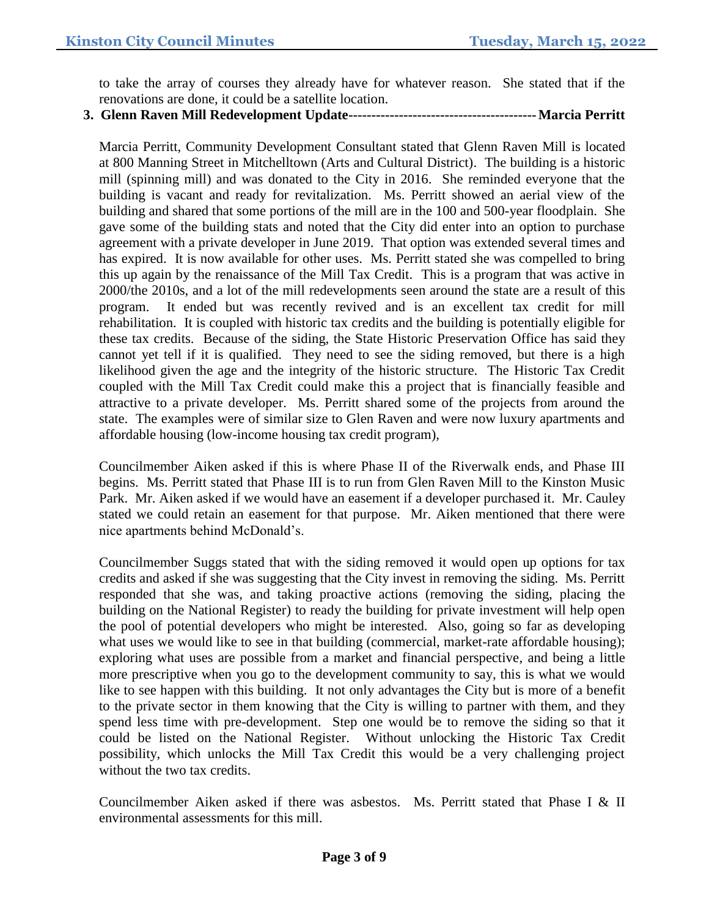to take the array of courses they already have for whatever reason. She stated that if the renovations are done, it could be a satellite location.

**3. Glenn Raven Mill Redevelopment Update----------------------------------------Marcia Perritt**

Marcia Perritt, Community Development Consultant stated that Glenn Raven Mill is located at 800 Manning Street in Mitchelltown (Arts and Cultural District). The building is a historic mill (spinning mill) and was donated to the City in 2016. She reminded everyone that the building is vacant and ready for revitalization. Ms. Perritt showed an aerial view of the building and shared that some portions of the mill are in the 100 and 500-year floodplain. She gave some of the building stats and noted that the City did enter into an option to purchase agreement with a private developer in June 2019. That option was extended several times and has expired. It is now available for other uses. Ms. Perritt stated she was compelled to bring this up again by the renaissance of the Mill Tax Credit. This is a program that was active in 2000/the 2010s, and a lot of the mill redevelopments seen around the state are a result of this program. It ended but was recently revived and is an excellent tax credit for mill rehabilitation. It is coupled with historic tax credits and the building is potentially eligible for these tax credits. Because of the siding, the State Historic Preservation Office has said they cannot yet tell if it is qualified. They need to see the siding removed, but there is a high likelihood given the age and the integrity of the historic structure. The Historic Tax Credit coupled with the Mill Tax Credit could make this a project that is financially feasible and attractive to a private developer. Ms. Perritt shared some of the projects from around the state. The examples were of similar size to Glen Raven and were now luxury apartments and affordable housing (low-income housing tax credit program),

Councilmember Aiken asked if this is where Phase II of the Riverwalk ends, and Phase III begins. Ms. Perritt stated that Phase III is to run from Glen Raven Mill to the Kinston Music Park. Mr. Aiken asked if we would have an easement if a developer purchased it. Mr. Cauley stated we could retain an easement for that purpose. Mr. Aiken mentioned that there were nice apartments behind McDonald's.

Councilmember Suggs stated that with the siding removed it would open up options for tax credits and asked if she was suggesting that the City invest in removing the siding. Ms. Perritt responded that she was, and taking proactive actions (removing the siding, placing the building on the National Register) to ready the building for private investment will help open the pool of potential developers who might be interested. Also, going so far as developing what uses we would like to see in that building (commercial, market-rate affordable housing); exploring what uses are possible from a market and financial perspective, and being a little more prescriptive when you go to the development community to say, this is what we would like to see happen with this building. It not only advantages the City but is more of a benefit to the private sector in them knowing that the City is willing to partner with them, and they spend less time with pre-development. Step one would be to remove the siding so that it could be listed on the National Register. Without unlocking the Historic Tax Credit possibility, which unlocks the Mill Tax Credit this would be a very challenging project without the two tax credits.

Councilmember Aiken asked if there was asbestos. Ms. Perritt stated that Phase I & II environmental assessments for this mill.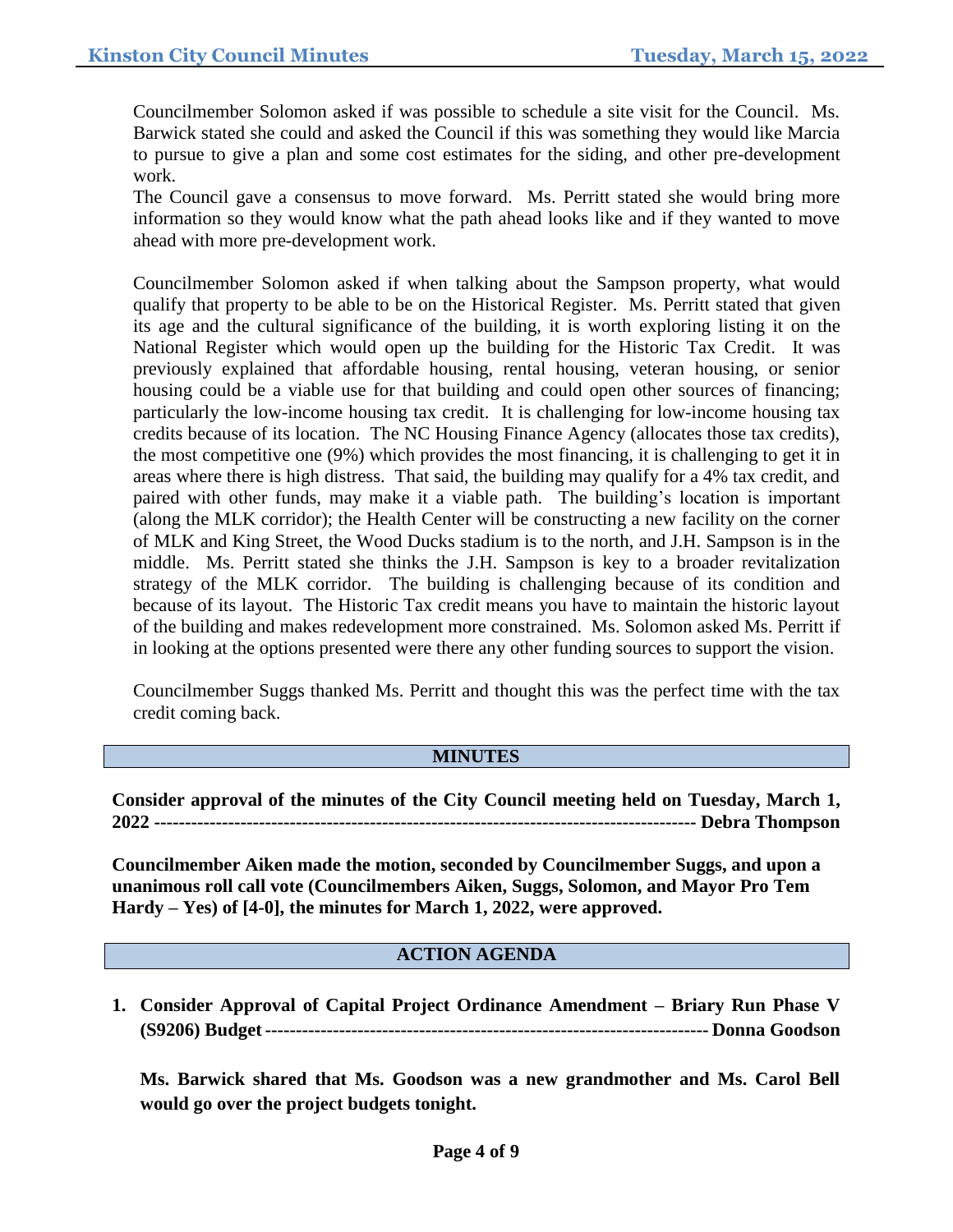Councilmember Solomon asked if was possible to schedule a site visit for the Council. Ms. Barwick stated she could and asked the Council if this was something they would like Marcia to pursue to give a plan and some cost estimates for the siding, and other pre-development work.

The Council gave a consensus to move forward. Ms. Perritt stated she would bring more information so they would know what the path ahead looks like and if they wanted to move ahead with more pre-development work.

Councilmember Solomon asked if when talking about the Sampson property, what would qualify that property to be able to be on the Historical Register. Ms. Perritt stated that given its age and the cultural significance of the building, it is worth exploring listing it on the National Register which would open up the building for the Historic Tax Credit. It was previously explained that affordable housing, rental housing, veteran housing, or senior housing could be a viable use for that building and could open other sources of financing; particularly the low-income housing tax credit. It is challenging for low-income housing tax credits because of its location. The NC Housing Finance Agency (allocates those tax credits), the most competitive one (9%) which provides the most financing, it is challenging to get it in areas where there is high distress. That said, the building may qualify for a 4% tax credit, and paired with other funds, may make it a viable path. The building's location is important (along the MLK corridor); the Health Center will be constructing a new facility on the corner of MLK and King Street, the Wood Ducks stadium is to the north, and J.H. Sampson is in the middle. Ms. Perritt stated she thinks the J.H. Sampson is key to a broader revitalization strategy of the MLK corridor. The building is challenging because of its condition and because of its layout. The Historic Tax credit means you have to maintain the historic layout of the building and makes redevelopment more constrained. Ms. Solomon asked Ms. Perritt if in looking at the options presented were there any other funding sources to support the vision.

Councilmember Suggs thanked Ms. Perritt and thought this was the perfect time with the tax credit coming back.

## MINUTES

**Consider approval of the minutes of the City Council meeting held on Tuesday, March 1, 2022 --------------------------------------------------------------------------------------- Debra Thompson**

**Councilmember Aiken made the motion, seconded by Councilmember Suggs, and upon a unanimous roll call vote (Councilmembers Aiken, Suggs, Solomon, and Mayor Pro Tem Hardy – Yes) of [4-0], the minutes for March 1, 2022, were approved.**

## ACTION AGENDA

1. **Consider Approval of Capital Project Ordinance Amendment – Briary Run Phase V (S9206) Budget ------------------------------------------------------------------------ Donna Goodson**

   **Ms. Barwick shared that Ms. Goodson was a new grandmother and Ms. Carol Bell would go over the project budgets tonight.**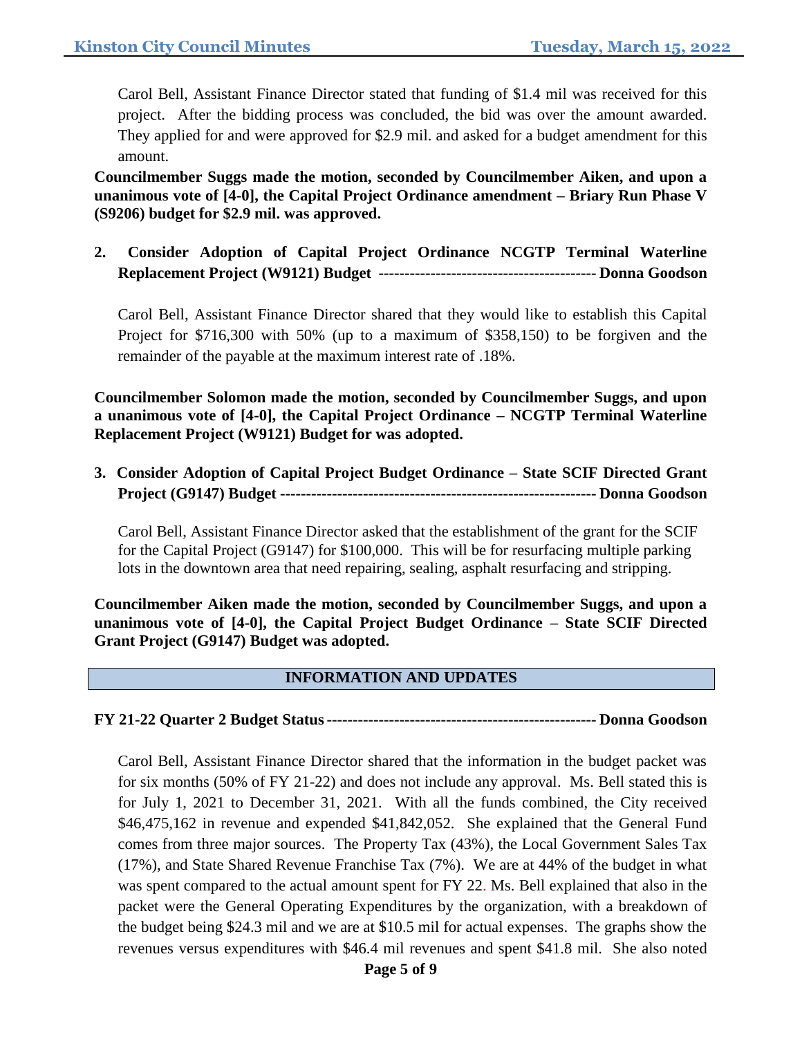Carol Bell, Assistant Finance Director stated that funding of $1.4 mil was received for this project. After the bidding process was concluded, the bid was over the amount awarded. They applied for and were approved for $2.9 mil. and asked for a budget amendment for this amount.

**Councilmember Suggs made the motion, seconded by Councilmember Aiken, and upon a unanimous vote of [4-0], the Capital Project Ordinance amendment – Briary Run Phase V (S9206) budget for $2.9 mil. was approved.**

**2. Consider Adoption of Capital Project Ordinance NCGTP Terminal Waterline Replacement Project (W9121) Budget ----------------------------------------- Donna Goodson**

Carol Bell, Assistant Finance Director shared that they would like to establish this Capital Project for $716,300 with 50% (up to a maximum of $358,150) to be forgiven and the remainder of the payable at the maximum interest rate of .18%.

**Councilmember Solomon made the motion, seconded by Councilmember Suggs, and upon a unanimous vote of [4-0], the Capital Project Ordinance – NCGTP Terminal Waterline Replacement Project (W9121) Budget for was adopted.**

**3. Consider Adoption of Capital Project Budget Ordinance – State SCIF Directed Grant Project (G9147) Budget ------------------------------------------------------------ Donna Goodson**

Carol Bell, Assistant Finance Director asked that the establishment of the grant for the SCIF for the Capital Project (G9147) for $100,000. This will be for resurfacing multiple parking lots in the downtown area that need repairing, sealing, asphalt resurfacing and stripping.

**Councilmember Aiken made the motion, seconded by Councilmember Suggs, and upon a unanimous vote of [4-0], the Capital Project Budget Ordinance – State SCIF Directed Grant Project (G9147) Budget was adopted.**

## INFORMATION AND UPDATES

**FY 21-22 Quarter 2 Budget Status --------------------------------------------------- Donna Goodson**

Carol Bell, Assistant Finance Director shared that the information in the budget packet was for six months (50% of FY 21-22) and does not include any approval. Ms. Bell stated this is for July 1, 2021 to December 31, 2021. With all the funds combined, the City received $46,475,162 in revenue and expended $41,842,052. She explained that the General Fund comes from three major sources. The Property Tax (43%), the Local Government Sales Tax (17%), and State Shared Revenue Franchise Tax (7%). We are at 44% of the budget in what was spent compared to the actual amount spent for FY 22. Ms. Bell explained that also in the packet were the General Operating Expenditures by the organization, with a breakdown of the budget being $24.3 mil and we are at $10.5 mil for actual expenses. The graphs show the revenues versus expenditures with $46.4 mil revenues and spent $41.8 mil. She also noted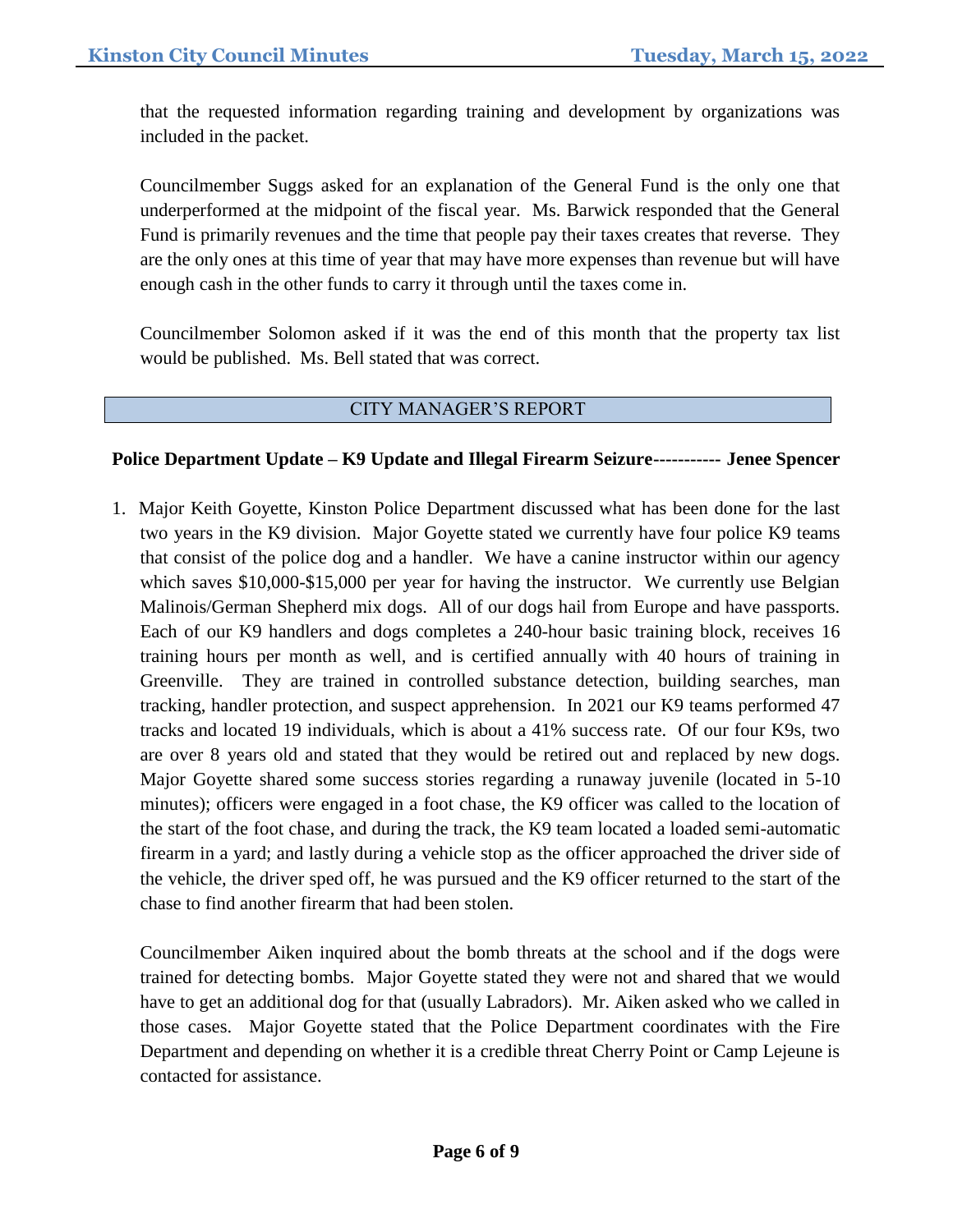that the requested information regarding training and development by organizations was included in the packet.

Councilmember Suggs asked for an explanation of the General Fund is the only one that underperformed at the midpoint of the fiscal year. Ms. Barwick responded that the General Fund is primarily revenues and the time that people pay their taxes creates that reverse. They are the only ones at this time of year that may have more expenses than revenue but will have enough cash in the other funds to carry it through until the taxes come in.

Councilmember Solomon asked if it was the end of this month that the property tax list would be published. Ms. Bell stated that was correct.

## CITY MANAGER'S REPORT

**Police Department Update – K9 Update and Illegal Firearm Seizure----------- Jenee Spencer**

1. Major Keith Goyette, Kinston Police Department discussed what has been done for the last two years in the K9 division. Major Goyette stated we currently have four police K9 teams that consist of the police dog and a handler. We have a canine instructor within our agency which saves $10,000-$15,000 per year for having the instructor. We currently use Belgian Malinois/German Shepherd mix dogs. All of our dogs hail from Europe and have passports. Each of our K9 handlers and dogs completes a 240-hour basic training block, receives 16 training hours per month as well, and is certified annually with 40 hours of training in Greenville. They are trained in controlled substance detection, building searches, man tracking, handler protection, and suspect apprehension. In 2021 our K9 teams performed 47 tracks and located 19 individuals, which is about a 41% success rate. Of our four K9s, two are over 8 years old and stated that they would be retired out and replaced by new dogs. Major Goyette shared some success stories regarding a runaway juvenile (located in 5-10 minutes); officers were engaged in a foot chase, the K9 officer was called to the location of the start of the foot chase, and during the track, the K9 team located a loaded semi-automatic firearm in a yard; and lastly during a vehicle stop as the officer approached the driver side of the vehicle, the driver sped off, he was pursued and the K9 officer returned to the start of the chase to find another firearm that had been stolen.

   Councilmember Aiken inquired about the bomb threats at the school and if the dogs were trained for detecting bombs. Major Goyette stated they were not and shared that we would have to get an additional dog for that (usually Labradors). Mr. Aiken asked who we called in those cases. Major Goyette stated that the Police Department coordinates with the Fire Department and depending on whether it is a credible threat Cherry Point or Camp Lejeune is contacted for assistance.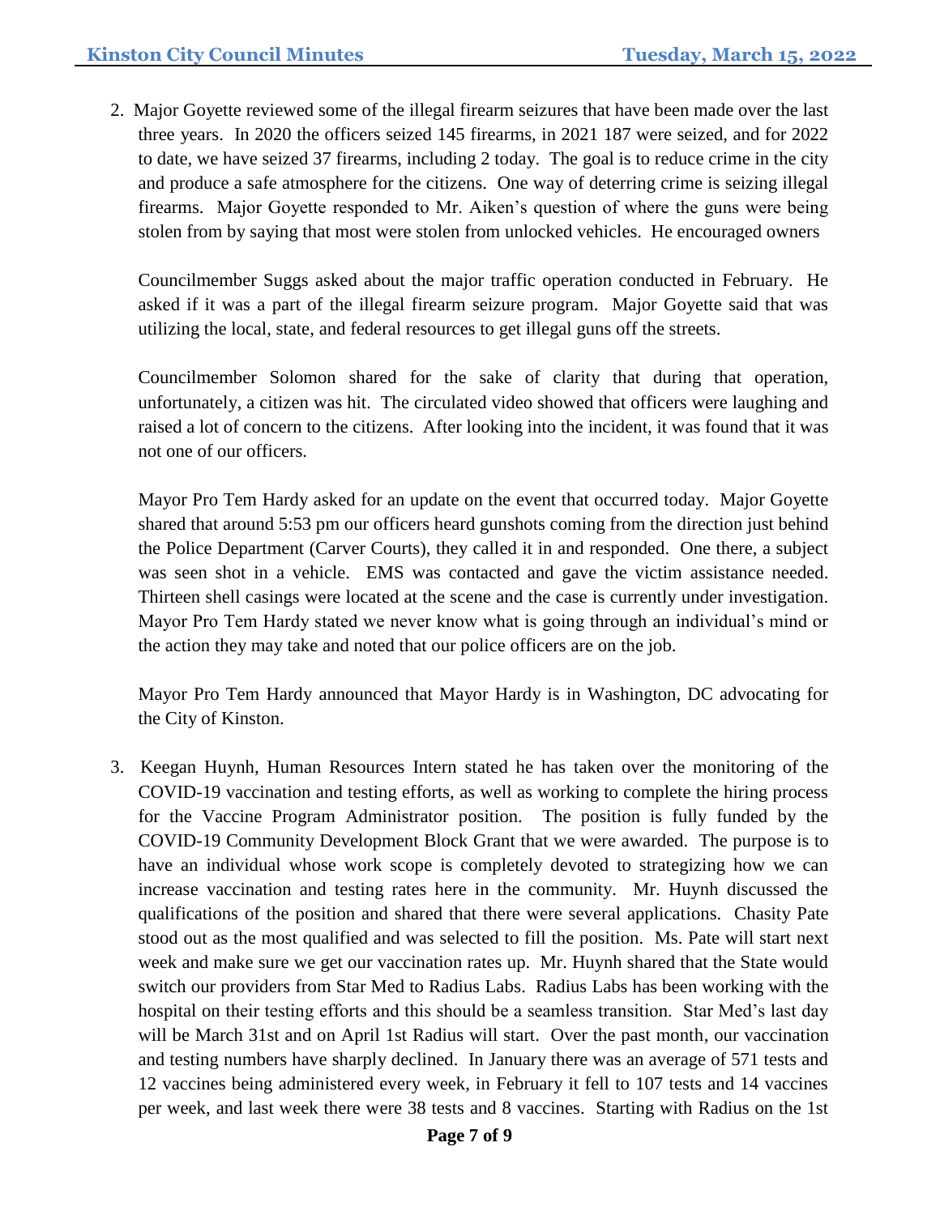2. Major Goyette reviewed some of the illegal firearm seizures that have been made over the last three years. In 2020 the officers seized 145 firearms, in 2021 187 were seized, and for 2022 to date, we have seized 37 firearms, including 2 today. The goal is to reduce crime in the city and produce a safe atmosphere for the citizens. One way of deterring crime is seizing illegal firearms. Major Goyette responded to Mr. Aiken's question of where the guns were being stolen from by saying that most were stolen from unlocked vehicles. He encouraged owners

   Councilmember Suggs asked about the major traffic operation conducted in February. He asked if it was a part of the illegal firearm seizure program. Major Goyette said that was utilizing the local, state, and federal resources to get illegal guns off the streets.

   Councilmember Solomon shared for the sake of clarity that during that operation, unfortunately, a citizen was hit. The circulated video showed that officers were laughing and raised a lot of concern to the citizens. After looking into the incident, it was found that it was not one of our officers.

   Mayor Pro Tem Hardy asked for an update on the event that occurred today. Major Goyette shared that around 5:53 pm our officers heard gunshots coming from the direction just behind the Police Department (Carver Courts), they called it in and responded. One there, a subject was seen shot in a vehicle. EMS was contacted and gave the victim assistance needed. Thirteen shell casings were located at the scene and the case is currently under investigation. Mayor Pro Tem Hardy stated we never know what is going through an individual's mind or the action they may take and noted that our police officers are on the job.

   Mayor Pro Tem Hardy announced that Mayor Hardy is in Washington, DC advocating for the City of Kinston.

3. Keegan Huynh, Human Resources Intern stated he has taken over the monitoring of the COVID-19 vaccination and testing efforts, as well as working to complete the hiring process for the Vaccine Program Administrator position. The position is fully funded by the COVID-19 Community Development Block Grant that we were awarded. The purpose is to have an individual whose work scope is completely devoted to strategizing how we can increase vaccination and testing rates here in the community. Mr. Huynh discussed the qualifications of the position and shared that there were several applications. Chasity Pate stood out as the most qualified and was selected to fill the position. Ms. Pate will start next week and make sure we get our vaccination rates up. Mr. Huynh shared that the State would switch our providers from Star Med to Radius Labs. Radius Labs has been working with the hospital on their testing efforts and this should be a seamless transition. Star Med's last day will be March 31st and on April 1st Radius will start. Over the past month, our vaccination and testing numbers have sharply declined. In January there was an average of 571 tests and 12 vaccines being administered every week, in February it fell to 107 tests and 14 vaccines per week, and last week there were 38 tests and 8 vaccines. Starting with Radius on the 1st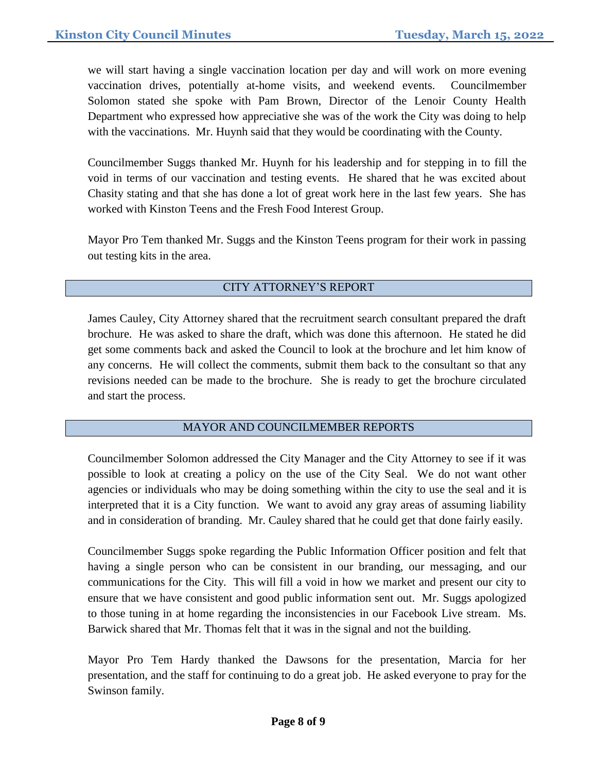we will start having a single vaccination location per day and will work on more evening vaccination drives, potentially at-home visits, and weekend events. Councilmember Solomon stated she spoke with Pam Brown, Director of the Lenoir County Health Department who expressed how appreciative she was of the work the City was doing to help with the vaccinations. Mr. Huynh said that they would be coordinating with the County.

Councilmember Suggs thanked Mr. Huynh for his leadership and for stepping in to fill the void in terms of our vaccination and testing events. He shared that he was excited about Chasity stating and that she has done a lot of great work here in the last few years. She has worked with Kinston Teens and the Fresh Food Interest Group.

Mayor Pro Tem thanked Mr. Suggs and the Kinston Teens program for their work in passing out testing kits in the area.

## CITY ATTORNEY'S REPORT

James Cauley, City Attorney shared that the recruitment search consultant prepared the draft brochure. He was asked to share the draft, which was done this afternoon. He stated he did get some comments back and asked the Council to look at the brochure and let him know of any concerns. He will collect the comments, submit them back to the consultant so that any revisions needed can be made to the brochure. She is ready to get the brochure circulated and start the process.

## MAYOR AND COUNCILMEMBER REPORTS

Councilmember Solomon addressed the City Manager and the City Attorney to see if it was possible to look at creating a policy on the use of the City Seal. We do not want other agencies or individuals who may be doing something within the city to use the seal and it is interpreted that it is a City function. We want to avoid any gray areas of assuming liability and in consideration of branding. Mr. Cauley shared that he could get that done fairly easily.

Councilmember Suggs spoke regarding the Public Information Officer position and felt that having a single person who can be consistent in our branding, our messaging, and our communications for the City. This will fill a void in how we market and present our city to ensure that we have consistent and good public information sent out. Mr. Suggs apologized to those tuning in at home regarding the inconsistencies in our Facebook Live stream. Ms. Barwick shared that Mr. Thomas felt that it was in the signal and not the building.

Mayor Pro Tem Hardy thanked the Dawsons for the presentation, Marcia for her presentation, and the staff for continuing to do a great job. He asked everyone to pray for the Swinson family.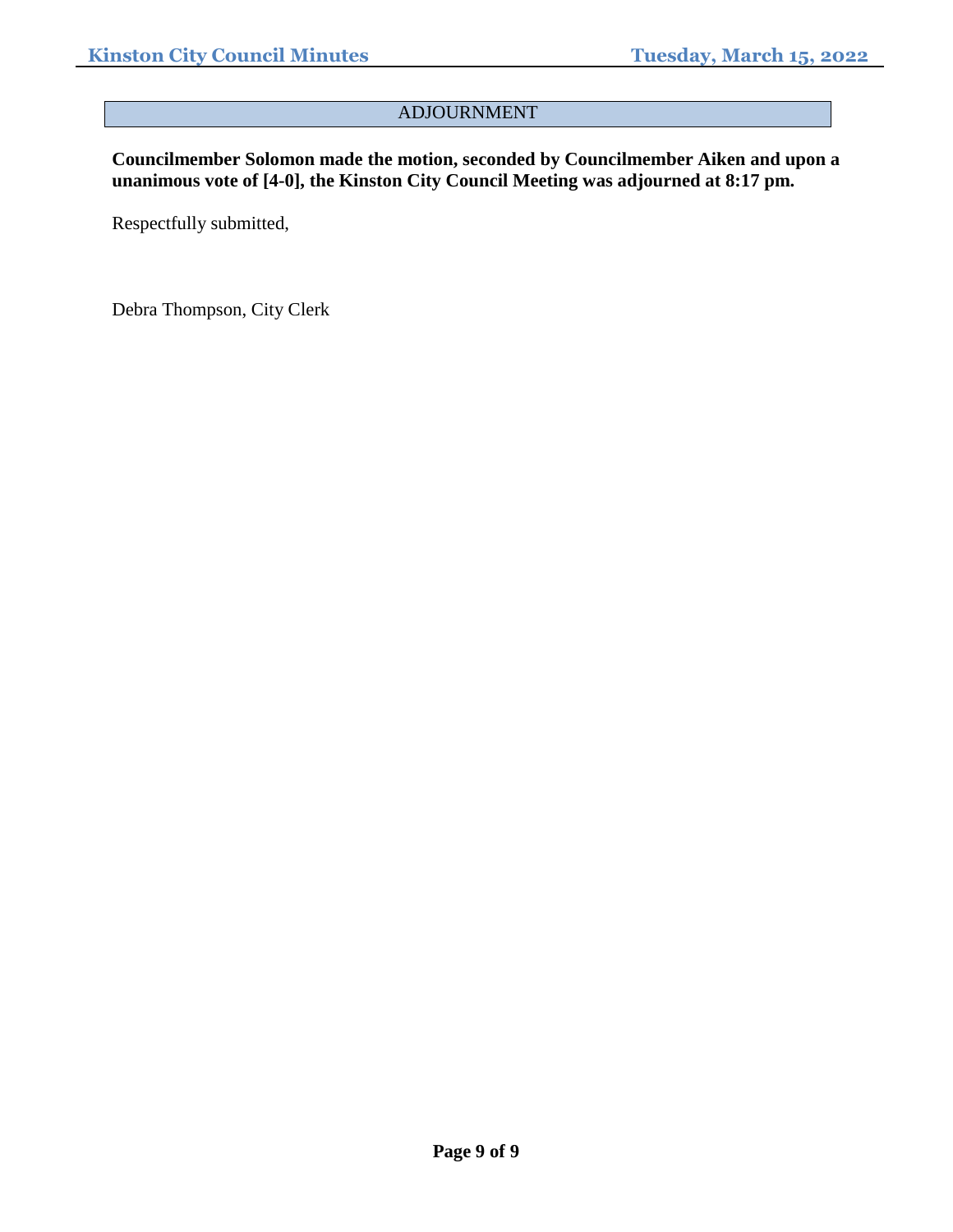## ADJOURNMENT

**Councilmember Solomon made the motion, seconded by Councilmember Aiken and upon a unanimous vote of [4-0], the Kinston City Council Meeting was adjourned at 8:17 pm.**

Respectfully submitted,

Debra Thompson, City Clerk